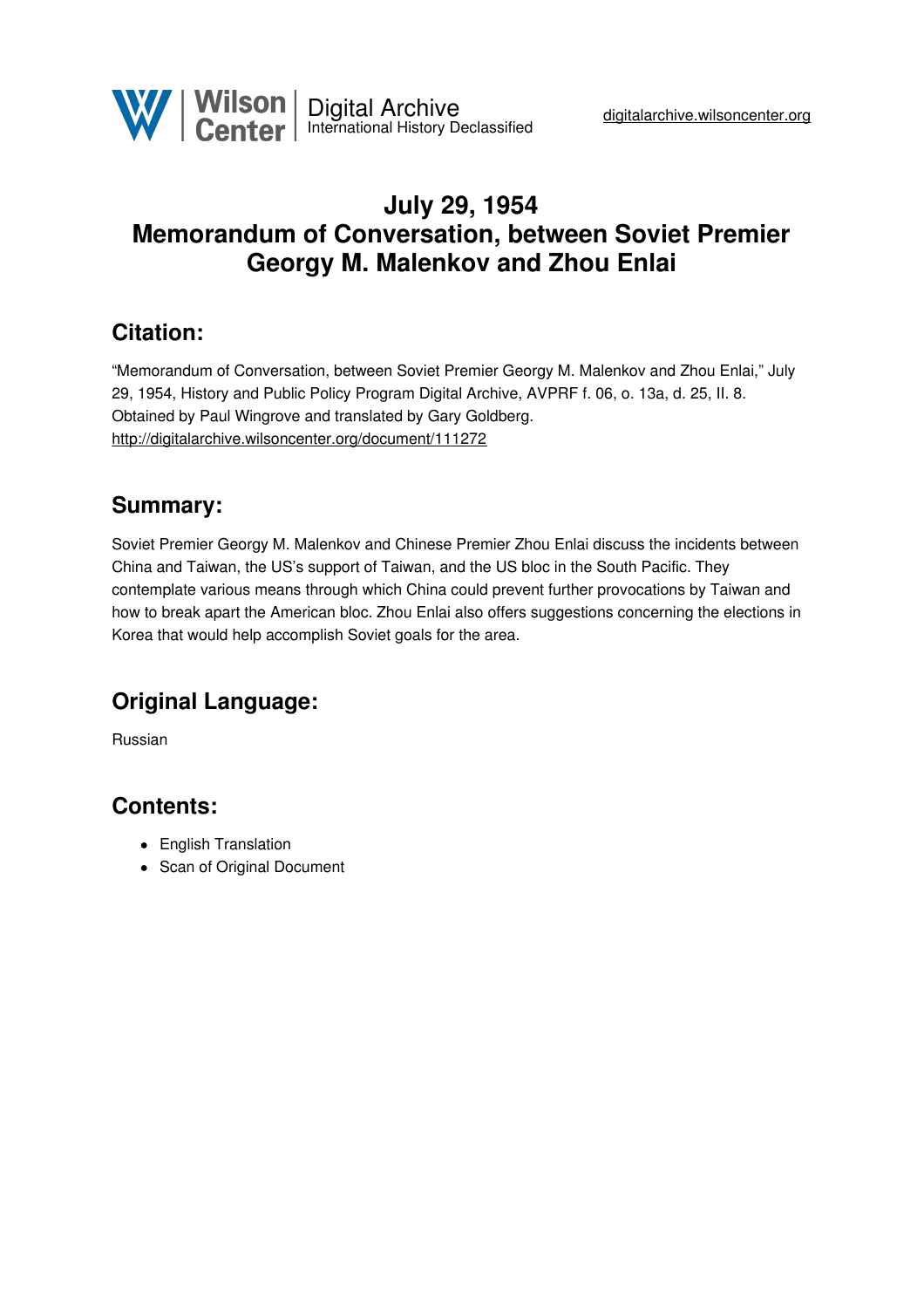# July 29, 1954
# Memorandum of Conversation, between Soviet Premier Georgy M. Malenkov and Zhou Enlai

## Citation:

"Memorandum of Conversation, between Soviet Premier Georgy M. Malenkov and Zhou Enlai," July 29, 1954, History and Public Policy Program Digital Archive, AVPRF f. 06, o. 13a, d. 25, ll. 8. Obtained by Paul Wingrove and translated by Gary Goldberg.
http://digitalarchive.wilsoncenter.org/document/111272

## Summary:

Soviet Premier Georgy M. Malenkov and Chinese Premier Zhou Enlai discuss the incidents between China and Taiwan, the US's support of Taiwan, and the US bloc in the South Pacific. They contemplate various means through which China could prevent further provocations by Taiwan and how to break apart the American bloc. Zhou Enlai also offers suggestions concerning the elections in Korea that would help accomplish Soviet goals for the area.

## Original Language:

Russian

## Contents:

- English Translation
- Scan of Original Document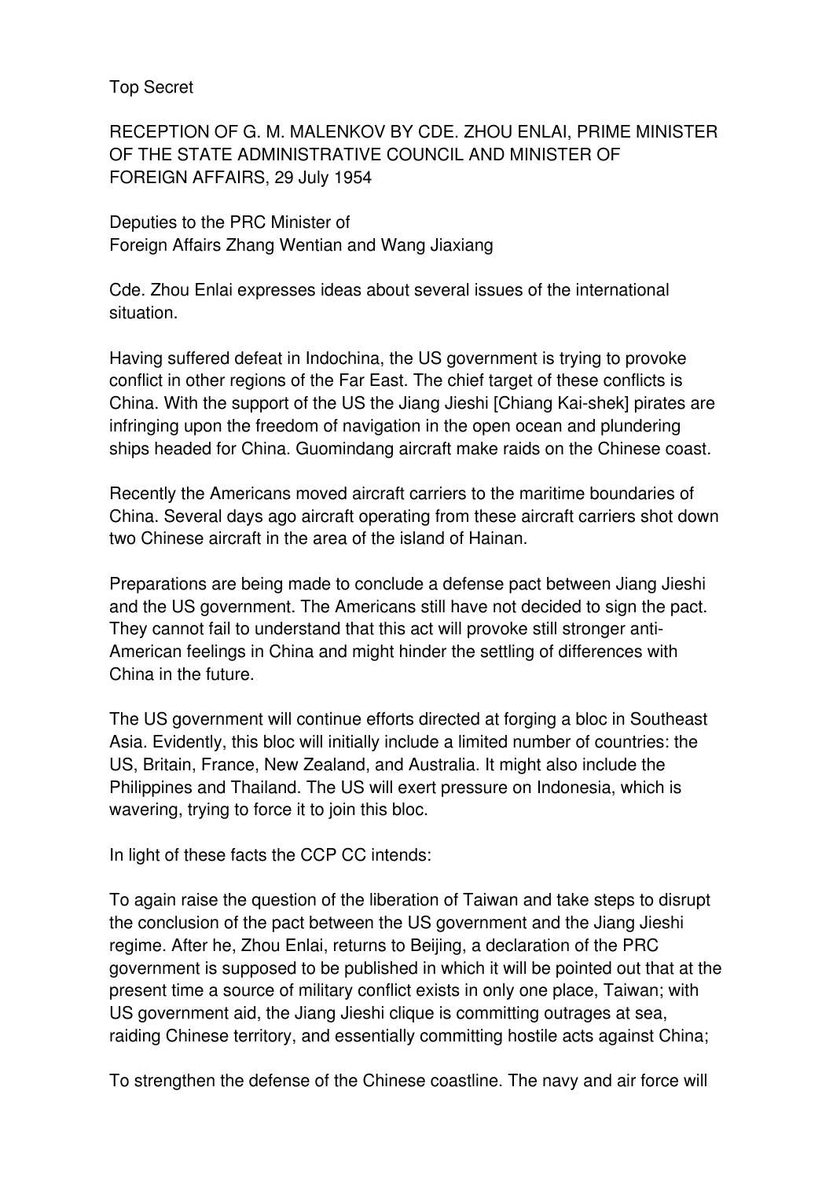Top Secret

RECEPTION OF G. M. MALENKOV BY CDE. ZHOU ENLAI, PRIME MINISTER OF THE STATE ADMINISTRATIVE COUNCIL AND MINISTER OF FOREIGN AFFAIRS, 29 July 1954

Deputies to the PRC Minister of
Foreign Affairs Zhang Wentian and Wang Jiaxiang

Cde. Zhou Enlai expresses ideas about several issues of the international situation.

Having suffered defeat in Indochina, the US government is trying to provoke conflict in other regions of the Far East. The chief target of these conflicts is China. With the support of the US the Jiang Jieshi [Chiang Kai-shek] pirates are infringing upon the freedom of navigation in the open ocean and plundering ships headed for China. Guomindang aircraft make raids on the Chinese coast.

Recently the Americans moved aircraft carriers to the maritime boundaries of China. Several days ago aircraft operating from these aircraft carriers shot down two Chinese aircraft in the area of the island of Hainan.

Preparations are being made to conclude a defense pact between Jiang Jieshi and the US government. The Americans still have not decided to sign the pact. They cannot fail to understand that this act will provoke still stronger anti-American feelings in China and might hinder the settling of differences with China in the future.

The US government will continue efforts directed at forging a bloc in Southeast Asia. Evidently, this bloc will initially include a limited number of countries: the US, Britain, France, New Zealand, and Australia. It might also include the Philippines and Thailand. The US will exert pressure on Indonesia, which is wavering, trying to force it to join this bloc.

In light of these facts the CCP CC intends:

To again raise the question of the liberation of Taiwan and take steps to disrupt the conclusion of the pact between the US government and the Jiang Jieshi regime. After he, Zhou Enlai, returns to Beijing, a declaration of the PRC government is supposed to be published in which it will be pointed out that at the present time a source of military conflict exists in only one place, Taiwan; with US government aid, the Jiang Jieshi clique is committing outrages at sea, raiding Chinese territory, and essentially committing hostile acts against China;

To strengthen the defense of the Chinese coastline. The navy and air force will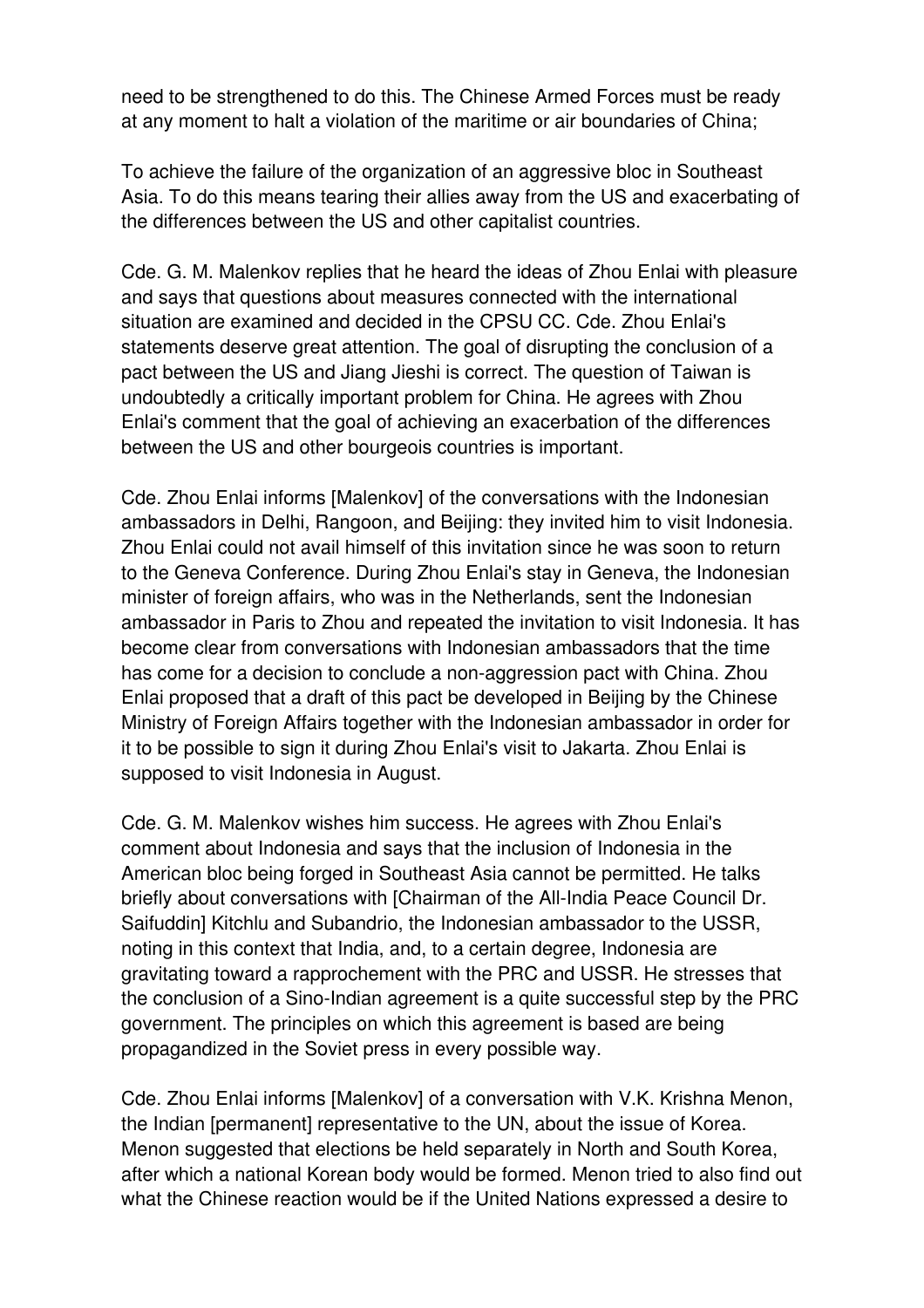need to be strengthened to do this. The Chinese Armed Forces must be ready at any moment to halt a violation of the maritime or air boundaries of China;

To achieve the failure of the organization of an aggressive bloc in Southeast Asia. To do this means tearing their allies away from the US and exacerbating of the differences between the US and other capitalist countries.

Cde. G. M. Malenkov replies that he heard the ideas of Zhou Enlai with pleasure and says that questions about measures connected with the international situation are examined and decided in the CPSU CC. Cde. Zhou Enlai's statements deserve great attention. The goal of disrupting the conclusion of a pact between the US and Jiang Jieshi is correct. The question of Taiwan is undoubtedly a critically important problem for China. He agrees with Zhou Enlai's comment that the goal of achieving an exacerbation of the differences between the US and other bourgeois countries is important.

Cde. Zhou Enlai informs [Malenkov] of the conversations with the Indonesian ambassadors in Delhi, Rangoon, and Beijing: they invited him to visit Indonesia. Zhou Enlai could not avail himself of this invitation since he was soon to return to the Geneva Conference. During Zhou Enlai's stay in Geneva, the Indonesian minister of foreign affairs, who was in the Netherlands, sent the Indonesian ambassador in Paris to Zhou and repeated the invitation to visit Indonesia. It has become clear from conversations with Indonesian ambassadors that the time has come for a decision to conclude a non-aggression pact with China. Zhou Enlai proposed that a draft of this pact be developed in Beijing by the Chinese Ministry of Foreign Affairs together with the Indonesian ambassador in order for it to be possible to sign it during Zhou Enlai's visit to Jakarta. Zhou Enlai is supposed to visit Indonesia in August.

Cde. G. M. Malenkov wishes him success. He agrees with Zhou Enlai's comment about Indonesia and says that the inclusion of Indonesia in the American bloc being forged in Southeast Asia cannot be permitted. He talks briefly about conversations with [Chairman of the All-India Peace Council Dr. Saifuddin] Kitchlu and Subandrio, the Indonesian ambassador to the USSR, noting in this context that India, and, to a certain degree, Indonesia are gravitating toward a rapprochement with the PRC and USSR. He stresses that the conclusion of a Sino-Indian agreement is a quite successful step by the PRC government. The principles on which this agreement is based are being propagandized in the Soviet press in every possible way.

Cde. Zhou Enlai informs [Malenkov] of a conversation with V.K. Krishna Menon, the Indian [permanent] representative to the UN, about the issue of Korea. Menon suggested that elections be held separately in North and South Korea, after which a national Korean body would be formed. Menon tried to also find out what the Chinese reaction would be if the United Nations expressed a desire to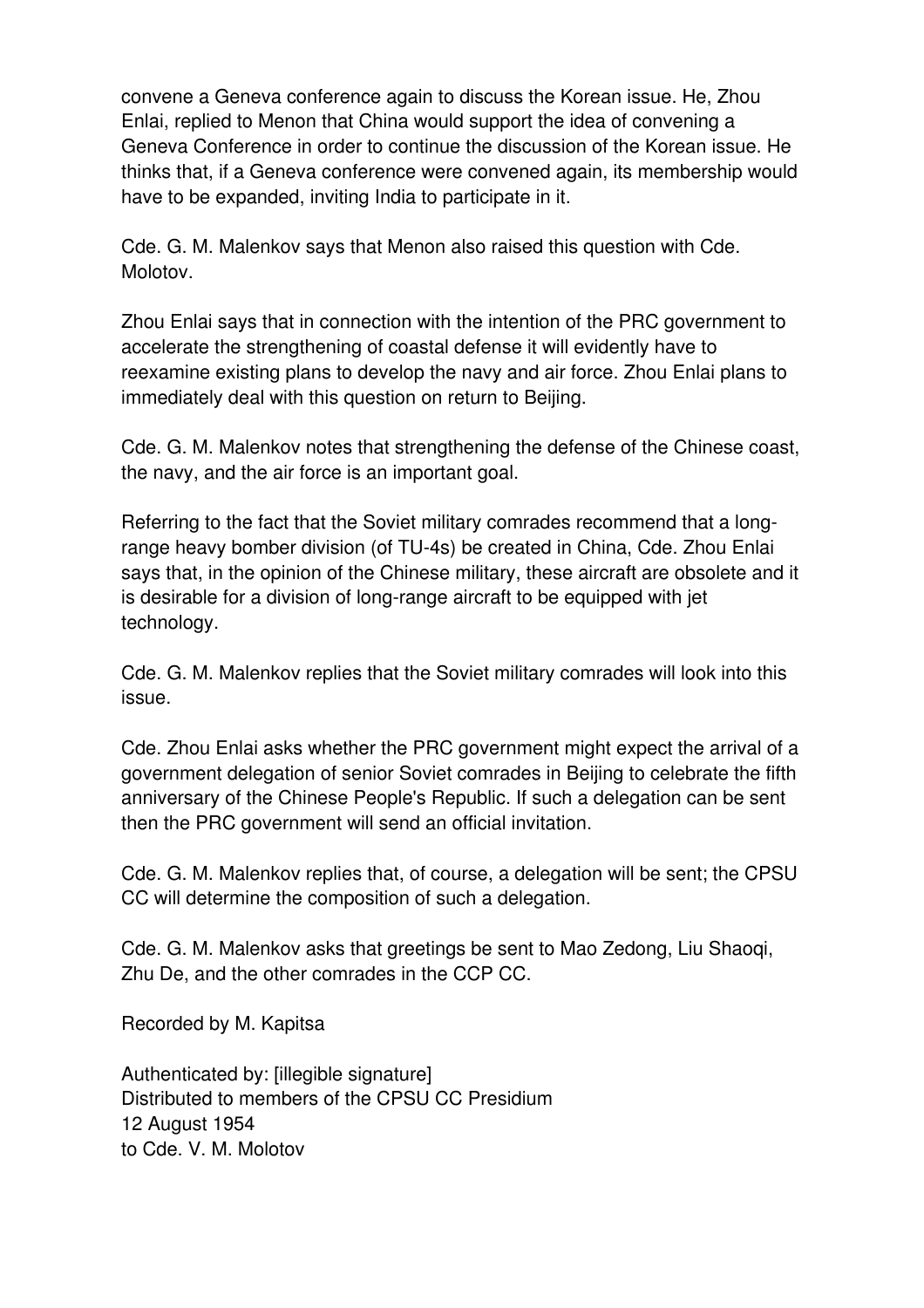convene a Geneva conference again to discuss the Korean issue. He, Zhou Enlai, replied to Menon that China would support the idea of convening a Geneva Conference in order to continue the discussion of the Korean issue. He thinks that, if a Geneva conference were convened again, its membership would have to be expanded, inviting India to participate in it.

Cde. G. M. Malenkov says that Menon also raised this question with Cde. Molotov.

Zhou Enlai says that in connection with the intention of the PRC government to accelerate the strengthening of coastal defense it will evidently have to reexamine existing plans to develop the navy and air force. Zhou Enlai plans to immediately deal with this question on return to Beijing.

Cde. G. M. Malenkov notes that strengthening the defense of the Chinese coast, the navy, and the air force is an important goal.

Referring to the fact that the Soviet military comrades recommend that a long-range heavy bomber division (of TU-4s) be created in China, Cde. Zhou Enlai says that, in the opinion of the Chinese military, these aircraft are obsolete and it is desirable for a division of long-range aircraft to be equipped with jet technology.

Cde. G. M. Malenkov replies that the Soviet military comrades will look into this issue.

Cde. Zhou Enlai asks whether the PRC government might expect the arrival of a government delegation of senior Soviet comrades in Beijing to celebrate the fifth anniversary of the Chinese People's Republic. If such a delegation can be sent then the PRC government will send an official invitation.

Cde. G. M. Malenkov replies that, of course, a delegation will be sent; the CPSU CC will determine the composition of such a delegation.

Cde. G. M. Malenkov asks that greetings be sent to Mao Zedong, Liu Shaoqi, Zhu De, and the other comrades in the CCP CC.

Recorded by M. Kapitsa

Authenticated by: [illegible signature]
Distributed to members of the CPSU CC Presidium
12 August 1954
to Cde. V. M. Molotov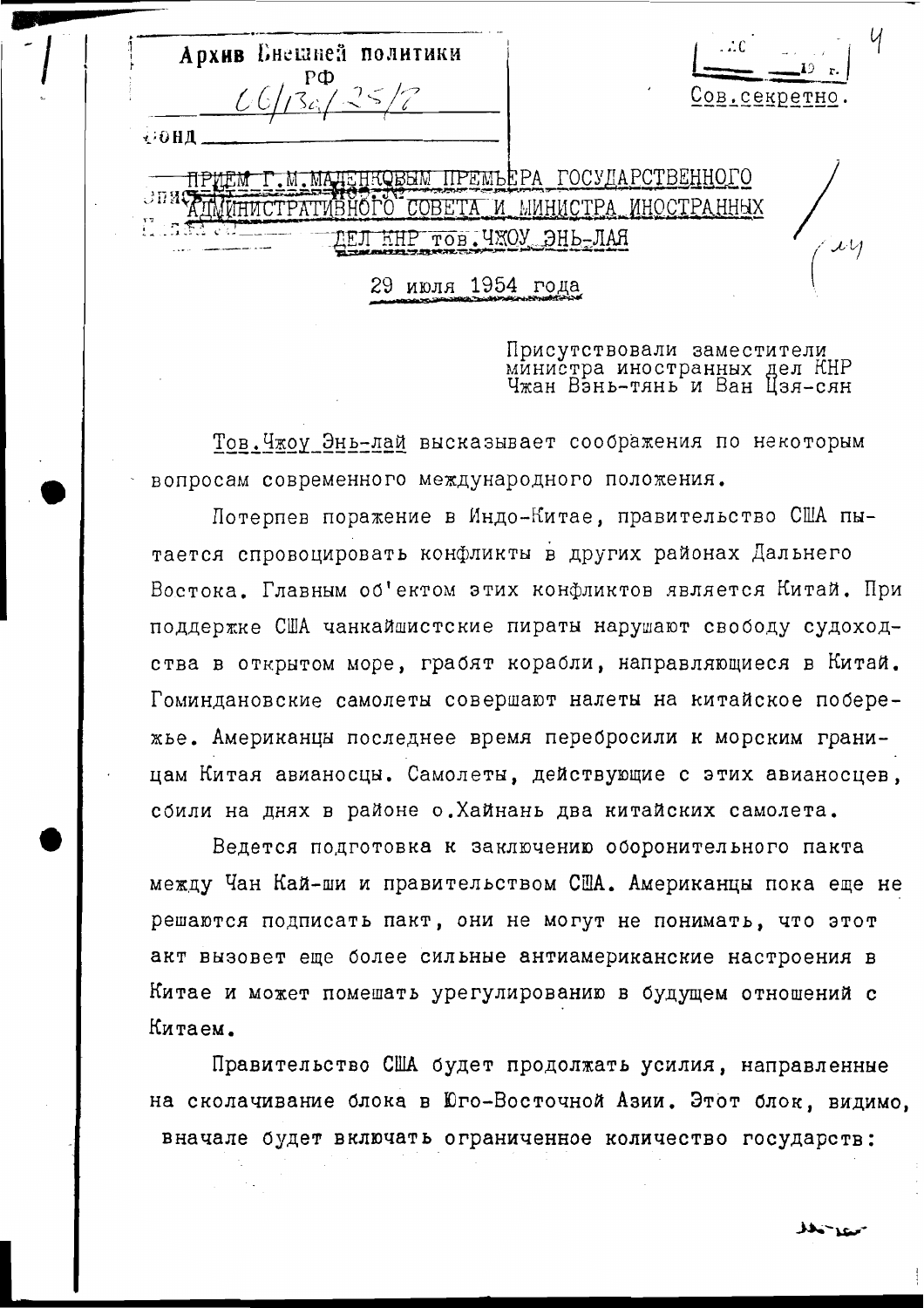Архив Внешней политики РФ
06/13а/25/8

Фонд

Сов.секретно.

## ПРИЕМ Г.М.МАЛЕНКОВЫМ ПРЕМЬЕРА ГОСУДАРСТВЕННОГО АДМИНИСТРАТИВНОГО СОВЕТА И МИНИСТРА ИНОСТРАННЫХ ДЕЛ КНР тов.ЧЖОУ ЭНЬ-ЛАЯ

29 июля 1954 года

Присутствовали заместители министра иностранных дел КНР Чжан Вэнь-тянь и Ван Цзя-сян

Тов.Чжоу Энь-лай высказывает соображения по некоторым вопросам современного международного положения.

Потерпев поражение в Индо-Китае, правительство США пытается спровоцировать конфликты в других районах Дальнего Востока. Главным об'ектом этих конфликтов является Китай. При поддержке США чанкайшистские пираты нарушают свободу судоходства в открытом море, грабят корабли, направляющиеся в Китай. Гоминдановские самолеты совершают налеты на китайское побережье. Американцы последнее время перебросили к морским границам Китая авианосцы. Самолеты, действующие с этих авианосцев, сбили на днях в районе о.Хайнань два китайских самолета.

Ведется подготовка к заключению оборонительного пакта между Чан Кай-ши и правительством США. Американцы пока еще не решаются подписать пакт, они не могут не понимать, что этот акт вызовет еще более сильные антиамериканские настроения в Китае и может помешать урегулированию в будущем отношений с Китаем.

Правительство США будет продолжать усилия, направленные на сколачивание блока в Юго-Восточной Азии. Этот блок, видимо, вначале будет включать ограниченное количество государств: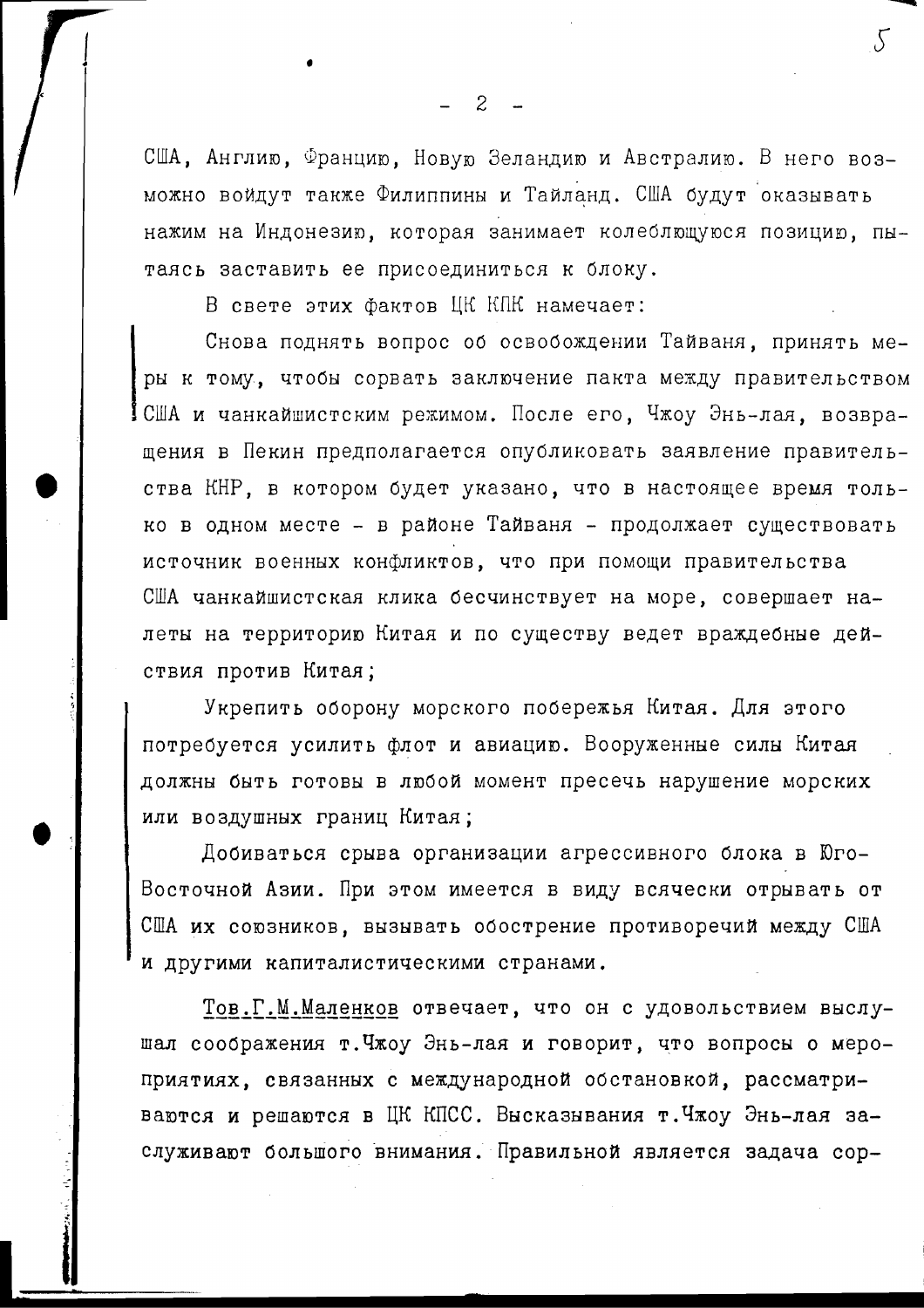США, Англию, Францию, Новую Зеландию и Австралию. В него возможно войдут также Филиппины и Таиланд. США будут оказывать нажим на Индонезию, которая занимает колеблющуюся позицию, пытаясь заставить ее присоединиться к блоку.

В свете этих фактов ЦК КПК намечает:

Снова поднять вопрос об освобождении Тайваня, принять меры к тому, чтобы сорвать заключение пакта между правительством США и чанкайшистским режимом. После его, Чжоу Энь-лая, возвращения в Пекин предполагается опубликовать заявление правительства КНР, в котором будет указано, что в настоящее время только в одном месте - в районе Тайваня - продолжает существовать источник военных конфликтов, что при помощи правительства США чанкайшистская клика бесчинствует на море, совершает налеты на территорию Китая и по существу ведет враждебные действия против Китая;

Укрепить оборону морского побережья Китая. Для этого потребуется усилить флот и авиацию. Вооруженные силы Китая должны быть готовы в любой момент пресечь нарушение морских или воздушных границ Китая;

Добиваться срыва организации агрессивного блока в Юго-Восточной Азии. При этом имеется в виду всячески отрывать от США их союзников, вызывать обострение противоречий между США и другими капиталистическими странами.

<u>Тов.Г.М.Маленков</u> отвечает, что он с удовольствием выслушал соображения т.Чжоу Энь-лая и говорит, что вопросы о мероприятиях, связанных с международной обстановкой, рассматриваются и решаются в ЦК КПСС. Высказывания т.Чжоу Энь-лая заслуживают большого внимания. Правильной является задача сор-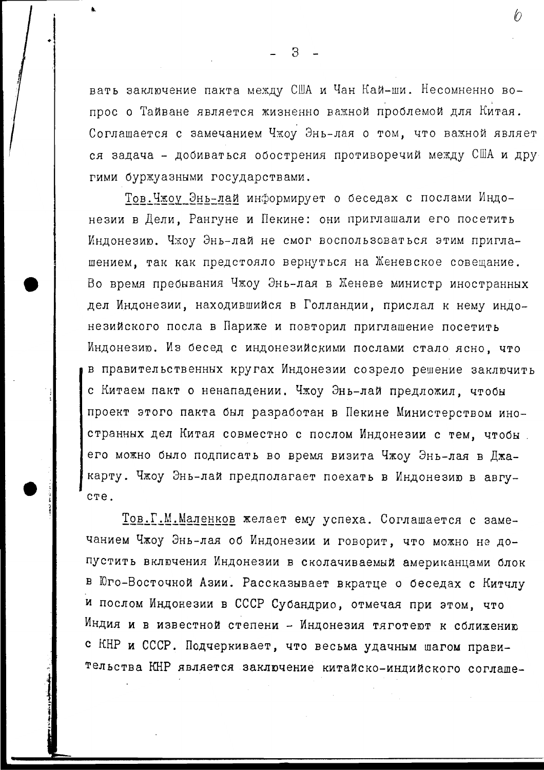вать заключение пакта между США и Чан Кай-ши. Несомненно вопрос о Тайване является жизненно важной проблемой для Китая. Соглашается с замечанием Чжоу Энь-лая о том, что важной является задача - добиваться обострения противоречий между США и другими буржуазными государствами.

<u>Тов.Чжоу Энь-лай</u> информирует о беседах с послами Индонезии в Дели, Рангуне и Пекине: они приглашали его посетить Индонезию. Чжоу Энь-лай не смог воспользоваться этим приглашением, так как предстояло вернуться на Женевское совещание. Во время пребывания Чжоу Энь-лая в Женеве министр иностранных дел Индонезии, находившийся в Голландии, прислал к нему индонезийского посла в Париже и повторил приглашение посетить Индонезию. Из бесед с индонезийскими послами стало ясно, что в правительственных кругах Индонезии созрело решение заключить с Китаем пакт о ненападении. Чжоу Энь-лай предложил, чтобы проект этого пакта был разработан в Пекине Министерством иностранных дел Китая совместно с послом Индонезии с тем, чтобы его можно было подписать во время визита Чжоу Энь-лая в Джакарту. Чжоу Энь-лай предполагает поехать в Индонезию в августе.

<u>Тов.Г.М.Маленков</u> желает ему успеха. Соглашается с замечанием Чжоу Энь-лая об Индонезии и говорит, что можно не допустить включения Индонезии в сколачиваемый американцами блок в Юго-Восточной Азии. Рассказывает вкратце о беседах с Китчлу и послом Индонезии в СССР Субандрио, отмечая при этом, что Индия и в известной степени - Индонезия тяготеют к сближению с КНР и СССР. Подчеркивает, что весьма удачным шагом правительства КНР является заключение китайско-индийского соглаше-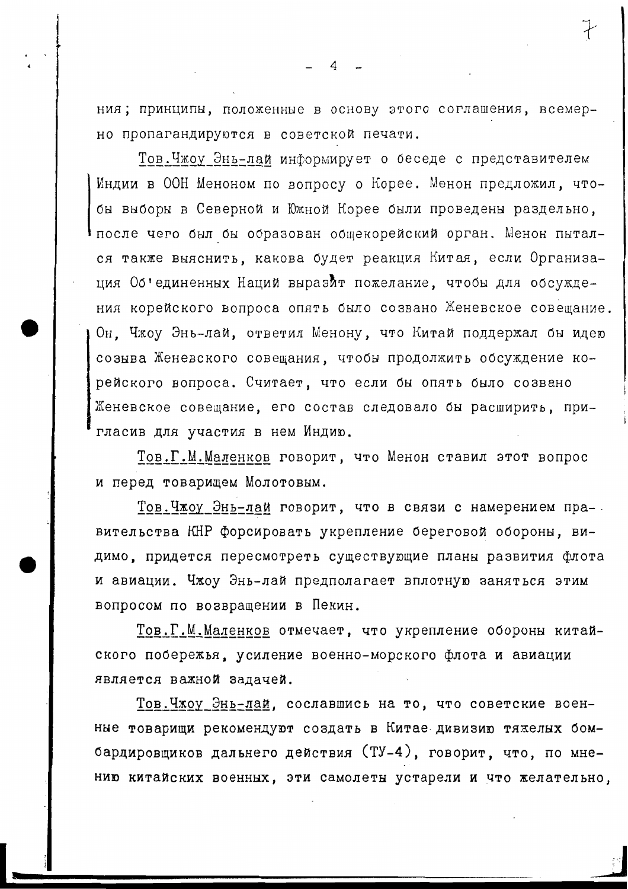ния; принципы, положенные в основу этого соглашения, всемерно пропагандируются в советской печати.

<u>Тов.Чжоу Энь-лай</u> информирует о беседе с представителем Индии в ООН Меноном по вопросу о Корее. Менон предложил, чтобы выборы в Северной и Южной Корее были проведены раздельно, после чего был бы образован общекорейский орган. Менон пытался также выяснить, какова будет реакция Китая, если Организация Об'единенных Наций выразит пожелание, чтобы для обсуждения корейского вопроса опять было созвано Женевское совещание. Он, Чжоу Энь-лай, ответил Менону, что Китай поддержал бы идею созыва Женевского совещания, чтобы продолжить обсуждение корейского вопроса. Считает, что если бы опять было созвано Женевское совещание, его состав следовало бы расширить, пригласив для участия в нем Индию.

<u>Тов.Г.М.Маленков</u> говорит, что Менон ставил этот вопрос и перед товарищем Молотовым.

<u>Тов.Чжоу Энь-лай</u> говорит, что в связи с намерением правительства КНР форсировать укрепление береговой обороны, видимо, придется пересмотреть существующие планы развития флота и авиации. Чжоу Энь-лай предполагает вплотную заняться этим вопросом по возвращении в Пекин.

<u>Тов.Г.М.Маленков</u> отмечает, что укрепление обороны китайского побережья, усиление военно-морского флота и авиации является важной задачей.

<u>Тов.Чжоу Энь-лай</u>, сославшись на то, что советские военные товарищи рекомендуют создать в Китае дивизию тяжелых бомбардировщиков дальнего действия (ТУ-4), говорит, что, по мнению китайских военных, эти самолеты устарели и что желательно,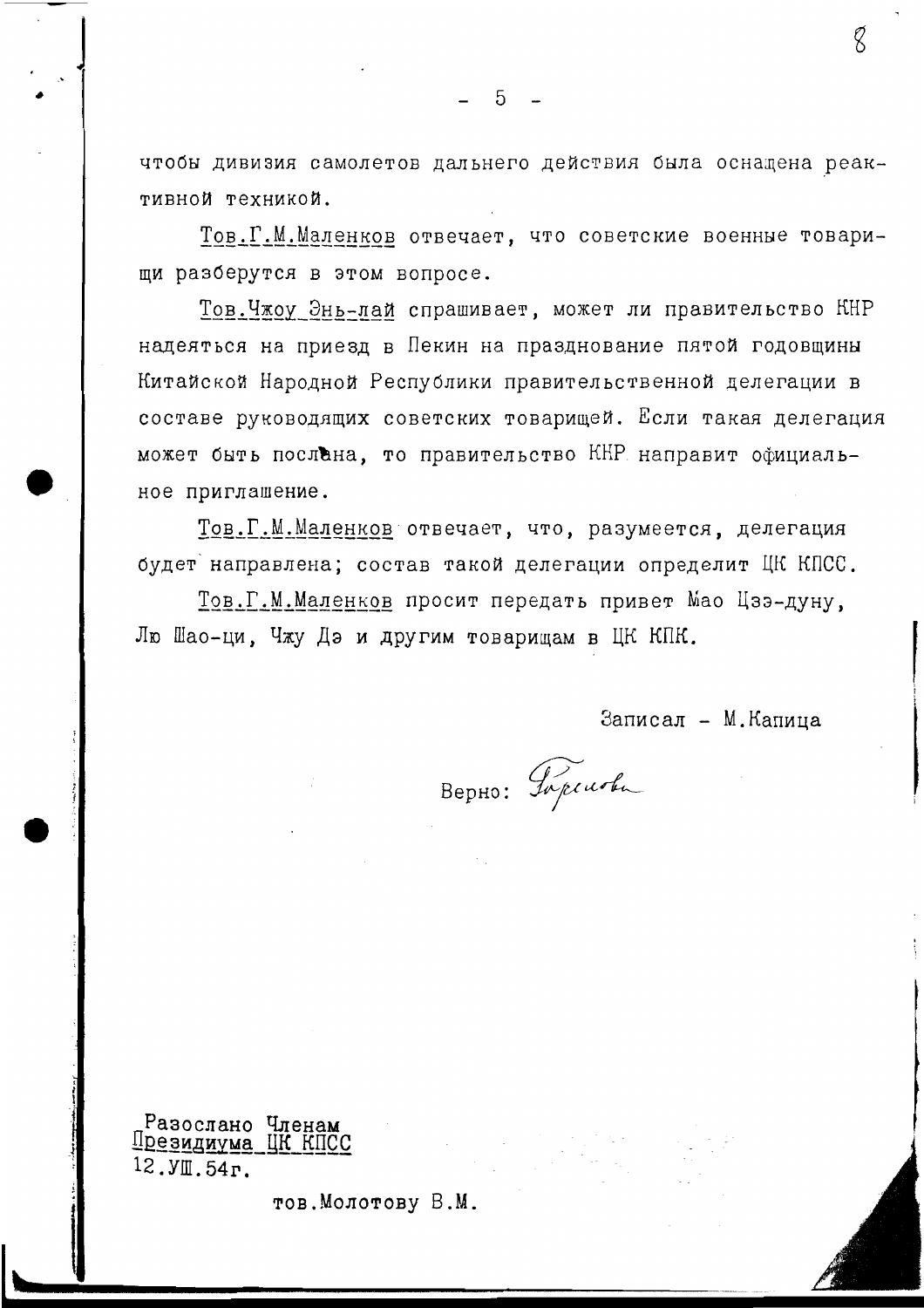чтобы дивизия самолетов дальнего действия была оснащена реактивной техникой.

Тов.Г.М.Маленков отвечает, что советские военные товарищи разберутся в этом вопросе.

Тов.Чжоу Энь-лай спрашивает, может ли правительство КНР надеяться на приезд в Пекин на празднование пятой годовщины Китайской Народной Республики правительственной делегации в составе руководящих советских товарищей. Если такая делегация может быть послана, то правительство КНР направит официальное приглашение.

Тов.Г.М.Маленков отвечает, что, разумеется, делегация будет направлена; состав такой делегации определит ЦК КПСС.

Тов.Г.М.Маленков просит передать привет Мао Цзэ-дуну, Лю Шао-ци, Чжу Дэ и другим товарищам в ЦК КПК.

Записал - М.Капица

Верно: Гарелова

Разослано Членам Президиума ЦК КПСС
12.УШ.54г.

тов.Молотову В.М.